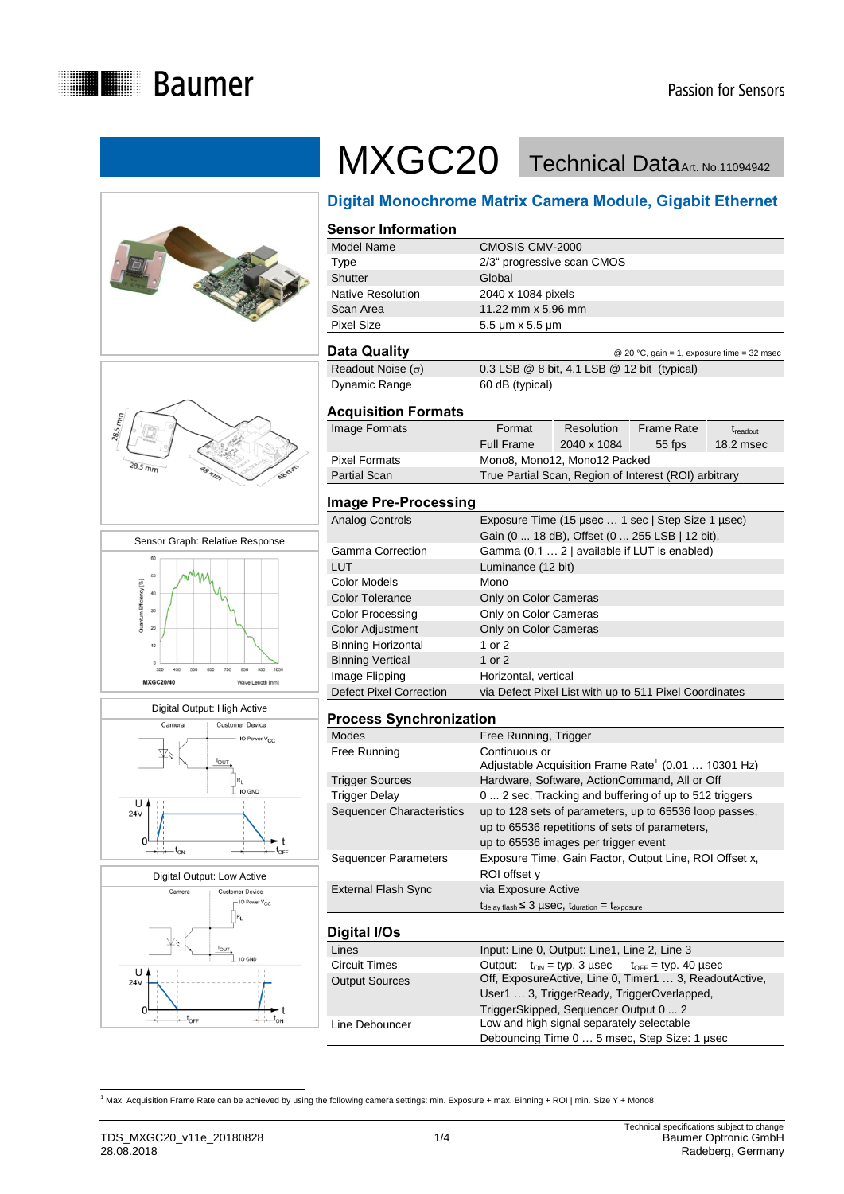# MXGC20 Technical Data

Art. No.11094942

## Digital Monochrome Matrix Camera Module, Gigabit Ethernet

### Sensor Information

| | |
|---|---|
| Model Name | CMOSIS CMV-2000 |
| Type | 2/3" progressive scan CMOS |
| Shutter | Global |
| Native Resolution | 2040 x 1084 pixels |
| Scan Area | 11.22 mm x 5.96 mm |
| Pixel Size | 5.5 µm x 5.5 µm |

### Data Quality

@ 20 °C, gain = 1, exposure time = 32 msec

| | |
|---|---|
| Readout Noise (σ) | 0.3 LSB @ 8 bit, 4.1 LSB @ 12 bit (typical) |
| Dynamic Range | 60 dB (typical) |

### Acquisition Formats

| | Format | Resolution | Frame Rate | $t_{readout}$ |
|---|---|---|---|---|
| Image Formats | Full Frame | 2040 x 1084 | 55 fps | 18.2 msec |
| Pixel Formats | Mono8, Mono12, Mono12 Packed | | | |
| Partial Scan | True Partial Scan, Region of Interest (ROI) arbitrary | | | |

### Image Pre-Processing

| | |
|---|---|
| Analog Controls | Exposure Time (15 µsec … 1 sec \| Step Size 1 µsec)<br>Gain (0 ... 18 dB), Offset (0 ... 255 LSB \| 12 bit), |
| Gamma Correction | Gamma (0.1 … 2 \| available if LUT is enabled) |
| LUT | Luminance (12 bit) |
| Color Models | Mono |
| Color Tolerance | Only on Color Cameras |
| Color Processing | Only on Color Cameras |
| Color Adjustment | Only on Color Cameras |
| Binning Horizontal | 1 or 2 |
| Binning Vertical | 1 or 2 |
| Image Flipping | Horizontal, vertical |
| Defect Pixel Correction | via Defect Pixel List with up to 511 Pixel Coordinates |

### Process Synchronization

| | |
|---|---|
| Modes | Free Running, Trigger |
| Free Running | Continuous or<br>Adjustable Acquisition Frame Rate[1] (0.01 … 10301 Hz) |
| Trigger Sources | Hardware, Software, ActionCommand, All or Off |
| Trigger Delay | 0 ... 2 sec, Tracking and buffering of up to 512 triggers |
| Sequencer Characteristics | up to 128 sets of parameters, up to 65536 loop passes,<br>up to 65536 repetitions of sets of parameters,<br>up to 65536 images per trigger event |
| Sequencer Parameters | Exposure Time, Gain Factor, Output Line, ROI Offset x, ROI offset y |
| External Flash Sync | via Exposure Active<br>$t_{delay\ flash} \leq 3$ µsec, $t_{duration} = t_{exposure}$ |

### Digital I/Os

| | |
|---|---|
| Lines | Input: Line 0, Output: Line1, Line 2, Line 3 |
| Circuit Times | Output: $t_{ON}$ = typ. 3 µsec $t_{OFF}$ = typ. 40 µsec |
| Output Sources | Off, ExposureActive, Line 0, Timer1 … 3, ReadoutActive, User1 … 3, TriggerReady, TriggerOverlapped, TriggerSkipped, Sequencer Output 0 ... 2 |
| Line Debouncer | Low and high signal separately selectable<br>Debouncing Time 0 … 5 msec, Step Size: 1 µsec |

Sensor Graph: Relative Response

Digital Output: High Active

Digital Output: Low Active

[1] Max. Acquisition Frame Rate can be achieved by using the following camera settings: min. Exposure + max. Binning + ROI | min. Size Y + Mono8

TDS_MXGC20_v11e_20180828
28.08.2018

Technical specifications subject to change
Baumer Optronic GmbH
Radeberg, Germany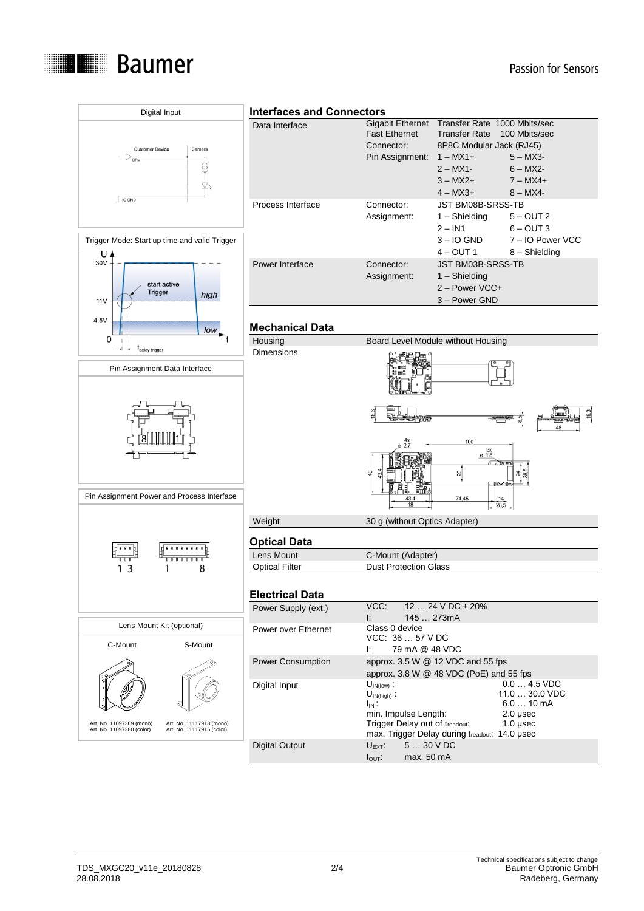## Interfaces and Connectors

| | | |
|---|---|---|
| Data Interface | Gigabit Ethernet | Transfer Rate 1000 Mbits/sec |
| | Fast Ethernet | Transfer Rate 100 Mbits/sec |
| | Connector: | 8P8C Modular Jack (RJ45) |
| | Pin Assignment: | 1 – MX1+ 5 – MX3- |
| | | 2 – MX1- 6 – MX2- |
| | | 3 – MX2+ 7 – MX4+ |
| | | 4 – MX3+ 8 – MX4- |
| Process Interface | Connector: | JST BM08B-SRSS-TB |
| | Assignment: | 1 – Shielding 5 – OUT 2 |
| | | 2 – IN1 6 – OUT 3 |
| | | 3 – IO GND 7 – IO Power VCC |
| | | 4 – OUT 1 8 – Shielding |
| Power Interface | Connector: | JST BM03B-SRSS-TB |
| | Assignment: | 1 – Shielding |
| | | 2 – Power VCC+ |
| | | 3 – Power GND |

## Mechanical Data

| | |
|---|---|
| Housing | Board Level Module without Housing |
| Dimensions | |
| Weight | 30 g (without Optics Adapter) |

## Optical Data

| | |
|---|---|
| Lens Mount | C-Mount (Adapter) |
| Optical Filter | Dust Protection Glass |

## Electrical Data

| | |
|---|---|
| Power Supply (ext.) | VCC: 12 … 24 V DC ± 20%<br>I: 145 … 273mA |
| Power over Ethernet | Class 0 device<br>VCC: 36 … 57 V DC<br>I: 79 mA @ 48 VDC |
| Power Consumption | approx. 3.5 W @ 12 VDC and 55 fps<br>approx. 3.8 W @ 48 VDC (PoE) and 55 fps |
| Digital Input | $U_{IN(low)}$: 0.0 … 4.5 VDC<br>$U_{IN(high)}$: 11.0 … 30.0 VDC<br>$I_{IN}$: 6.0 … 10 mA<br>min. Impulse Length: 2.0 µsec<br>Trigger Delay out of $t_{readout}$: 1.0 µsec<br>max. Trigger Delay during $t_{readout}$: 14.0 µsec |
| Digital Output | $U_{EXT}$: 5 … 30 V DC<br>$I_{OUT}$: max. 50 mA |

### Digital Input

Customer Device — Camera — ORV — IO GND

### Trigger Mode: Start up time and valid Trigger

U, 30V, 11V, 4.5V, 0, t — start active Trigger — high — low — $t_{delay\ trigger}$

### Pin Assignment Data Interface

8 … 1

### Pin Assignment Power and Process Interface

1 3 — 1 8

### Lens Mount Kit (optional)

| C-Mount | S-Mount |
|---|---|
| Art. No. 11097369 (mono)<br>Art. No. 11097380 (color) | Art. No. 11117913 (mono)<br>Art. No. 11117915 (color) |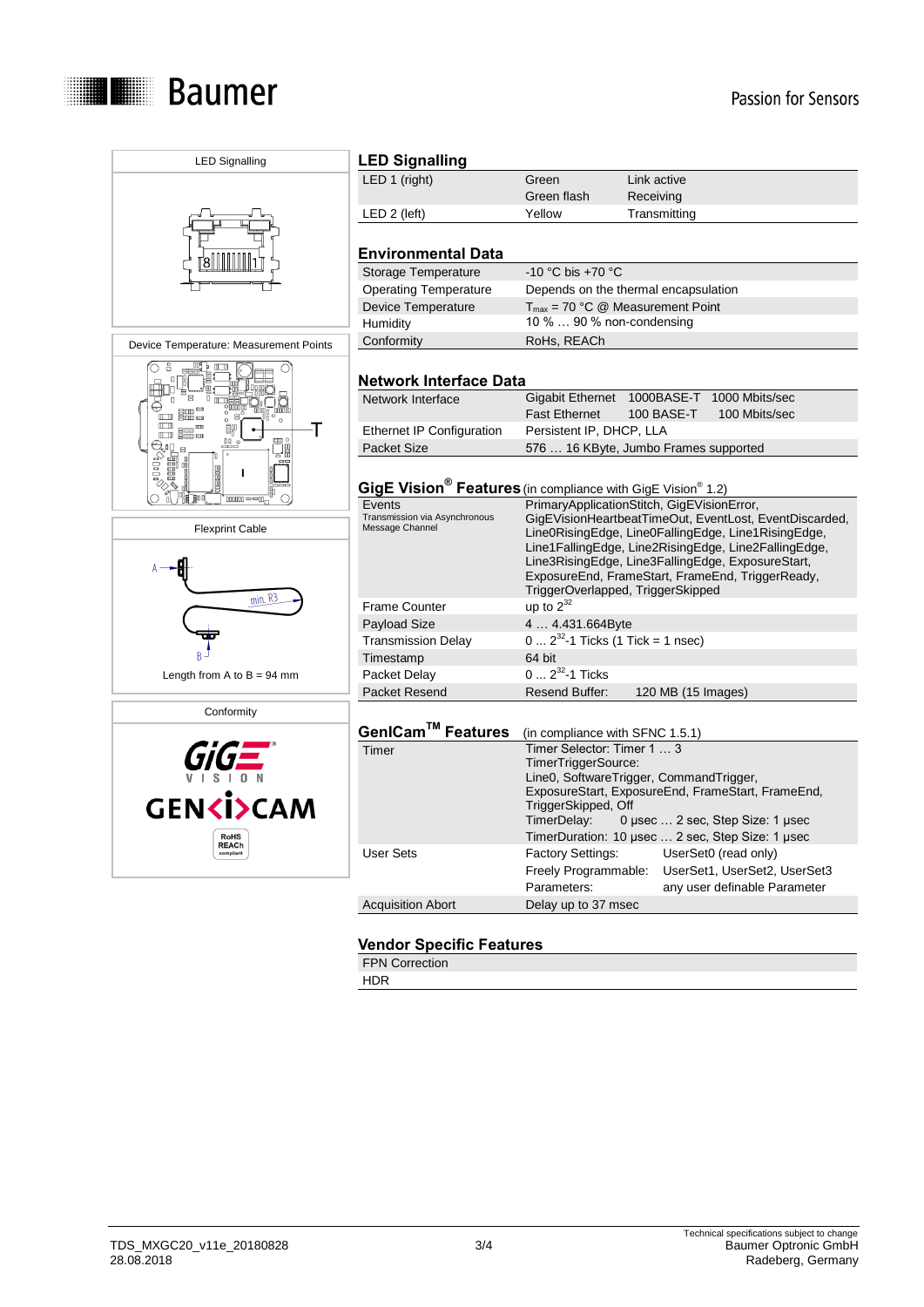LED Signalling

Device Temperature: Measurement Points

Flexprint Cable

Length from A to B = 94 mm

Conformity

## LED Signalling

| | | |
|---|---|---|
| LED 1 (right) | Green<br>Green flash | Link active<br>Receiving |
| LED 2 (left) | Yellow | Transmitting |

## Environmental Data

| | |
|---|---|
| Storage Temperature | -10 °C bis +70 °C |
| Operating Temperature | Depends on the thermal encapsulation |
| Device Temperature | $T_{max}$ = 70 °C @ Measurement Point |
| Humidity | 10 % … 90 % non-condensing |
| Conformity | RoHS, REACh |

## Network Interface Data

| | | | |
|---|---|---|---|
| Network Interface | Gigabit Ethernet | 1000BASE-T | 1000 Mbits/sec |
| | Fast Ethernet | 100 BASE-T | 100 Mbits/sec |
| Ethernet IP Configuration | Persistent IP, DHCP, LLA | | |
| Packet Size | 576 … 16 KByte, Jumbo Frames supported | | |

## GigE Vision® Features (in compliance with GigE Vision® 1.2)

| | |
|---|---|
| Events<br>Transmission via Asynchronous Message Channel | PrimaryApplicationStitch, GigEVisionError, GigEVisionHeartbeatTimeOut, EventLost, EventDiscarded, Line0RisingEdge, Line0FallingEdge, Line1RisingEdge, Line1FallingEdge, Line2RisingEdge, Line2FallingEdge, Line3RisingEdge, Line3FallingEdge, ExposureStart, ExposureEnd, FrameStart, FrameEnd, TriggerReady, TriggerOverlapped, TriggerSkipped |
| Frame Counter | up to $2^{32}$ |
| Payload Size | 4 … 4.431.664Byte |
| Transmission Delay | 0 … $2^{32}$-1 Ticks (1 Tick = 1 nsec) |
| Timestamp | 64 bit |
| Packet Delay | 0 … $2^{32}$-1 Ticks |
| Packet Resend | Resend Buffer: 120 MB (15 Images) |

## GenICam™ Features (in compliance with SFNC 1.5.1)

| | | |
|---|---|---|
| Timer | Timer Selector: Timer 1 … 3<br>TimerTriggerSource:<br>Line0, SoftwareTrigger, CommandTrigger, ExposureStart, ExposureEnd, FrameStart, FrameEnd, TriggerSkipped, Off<br>TimerDelay: 0 µsec … 2 sec, Step Size: 1 µsec<br>TimerDuration: 10 µsec … 2 sec, Step Size: 1 µsec | |
| User Sets | Factory Settings: | UserSet0 (read only) |
| | Freely Programmable: | UserSet1, UserSet2, UserSet3 |
| | Parameters: | any user definable Parameter |
| Acquisition Abort | Delay up to 37 msec | |

## Vendor Specific Features

| |
|---|
| FPN Correction |
| HDR |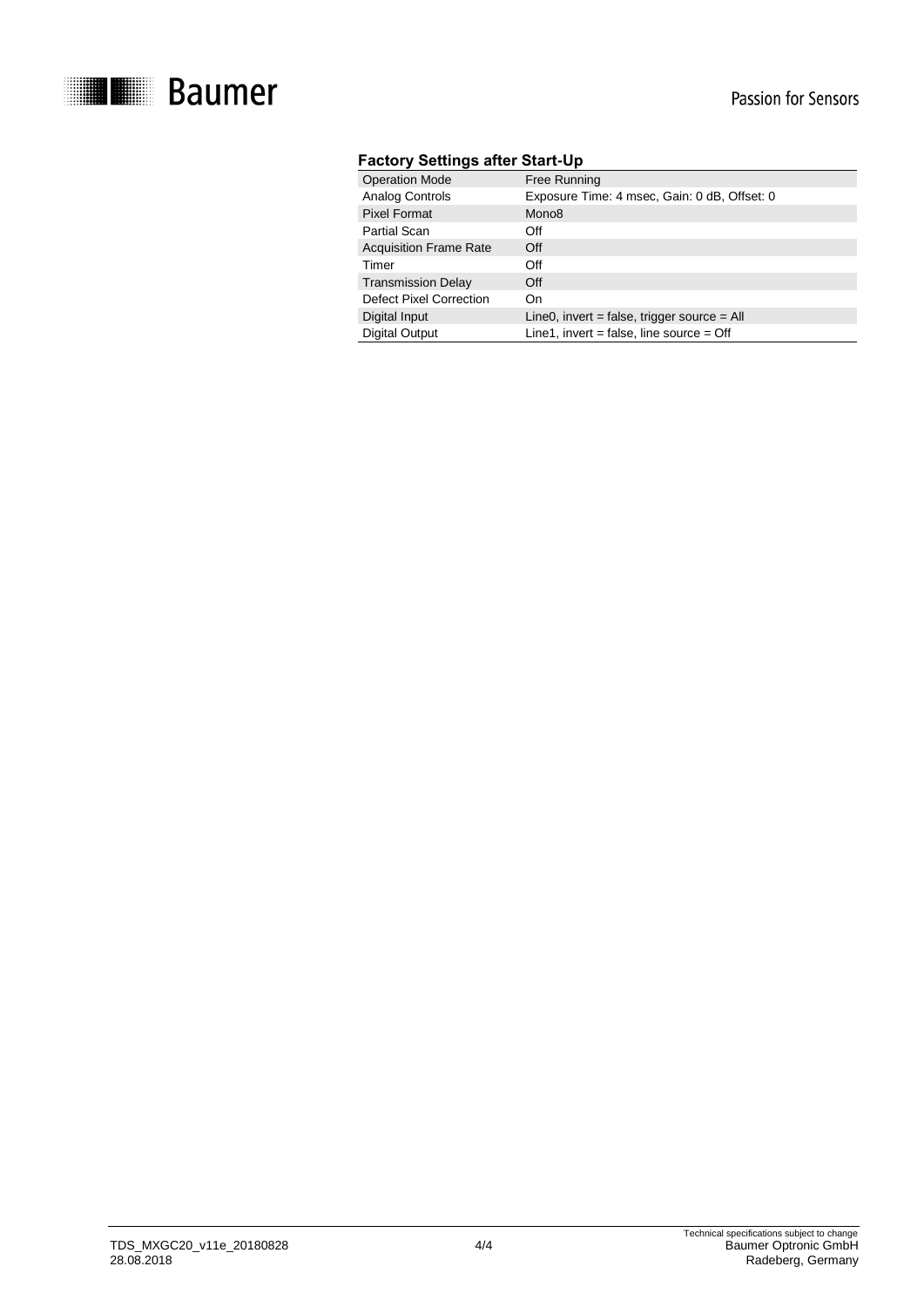### Factory Settings after Start-Up

| | |
|---|---|
| Operation Mode | Free Running |
| Analog Controls | Exposure Time: 4 msec, Gain: 0 dB, Offset: 0 |
| Pixel Format | Mono8 |
| Partial Scan | Off |
| Acquisition Frame Rate | Off |
| Timer | Off |
| Transmission Delay | Off |
| Defect Pixel Correction | On |
| Digital Input | Line0, invert = false, trigger source = All |
| Digital Output | Line1, invert = false, line source = Off |